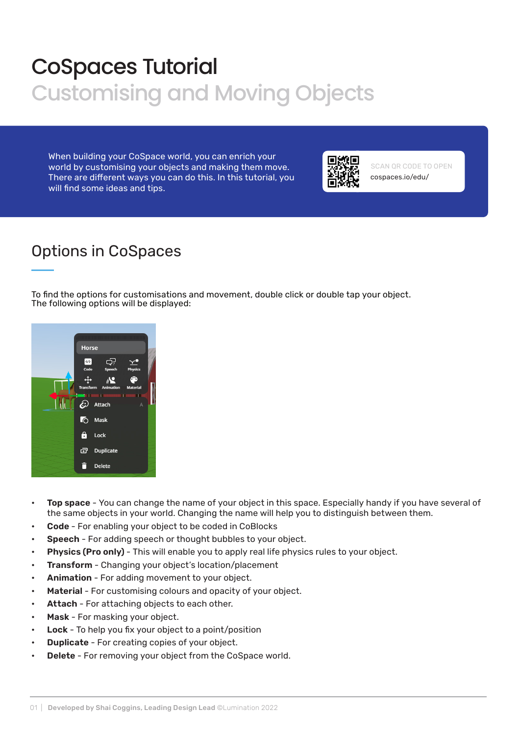# CoSpaces Tutorial

## Customising and Moving Objects

When building your CoSpace world, you can enrich your world by customising your objects and making them move. There are different ways you can do this. In this tutorial, you will find some ideas and tips.

SCAN QR CODE TO OPEN
cospaces.io/edu/

## Options in CoSpaces

To find the options for customisations and movement, double click or double tap your object.
The following options will be displayed:

- **Top space** - You can change the name of your object in this space. Especially handy if you have several of the same objects in your world. Changing the name will help you to distinguish between them.
- **Code** - For enabling your object to be coded in CoBlocks
- **Speech** - For adding speech or thought bubbles to your object.
- **Physics (Pro only)** - This will enable you to apply real life physics rules to your object.
- **Transform** - Changing your object's location/placement
- **Animation** - For adding movement to your object.
- **Material** - For customising colours and opacity of your object.
- **Attach** - For attaching objects to each other.
- **Mask** - For masking your object.
- **Lock** - To help you fix your object to a point/position
- **Duplicate** - For creating copies of your object.
- **Delete** - For removing your object from the CoSpace world.

**Developed by Shai Coggins, Leading Design Lead** ©Lumination 2022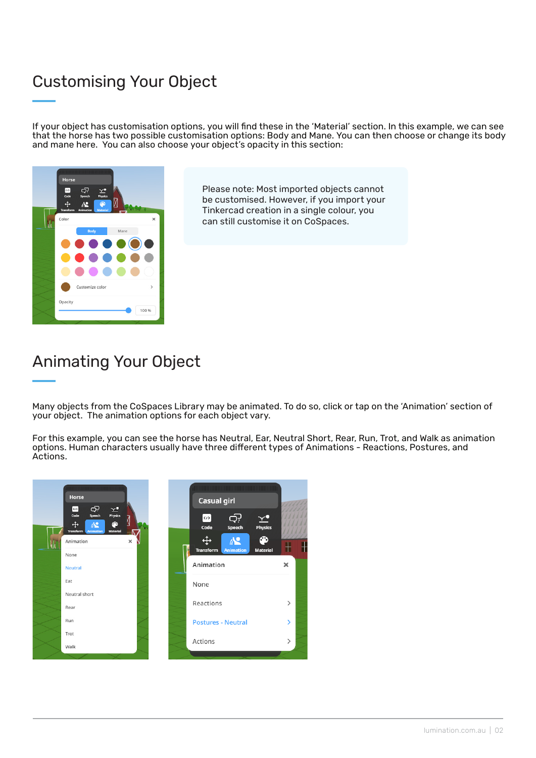# Customising Your Object

If your object has customisation options, you will find these in the 'Material' section. In this example, we can see that the horse has two possible customisation options: Body and Mane. You can then choose or change its body and mane here.  You can also choose your object's opacity in this section:

Please note: Most imported objects cannot be customised. However, if you import your Tinkercad creation in a single colour, you can still customise it on CoSpaces.

# Animating Your Object

Many objects from the CoSpaces Library may be animated. To do so, click or tap on the 'Animation' section of your object.  The animation options for each object vary.

For this example, you can see the horse has Neutral, Ear, Neutral Short, Rear, Run, Trot, and Walk as animation options. Human characters usually have three different types of Animations - Reactions, Postures, and Actions.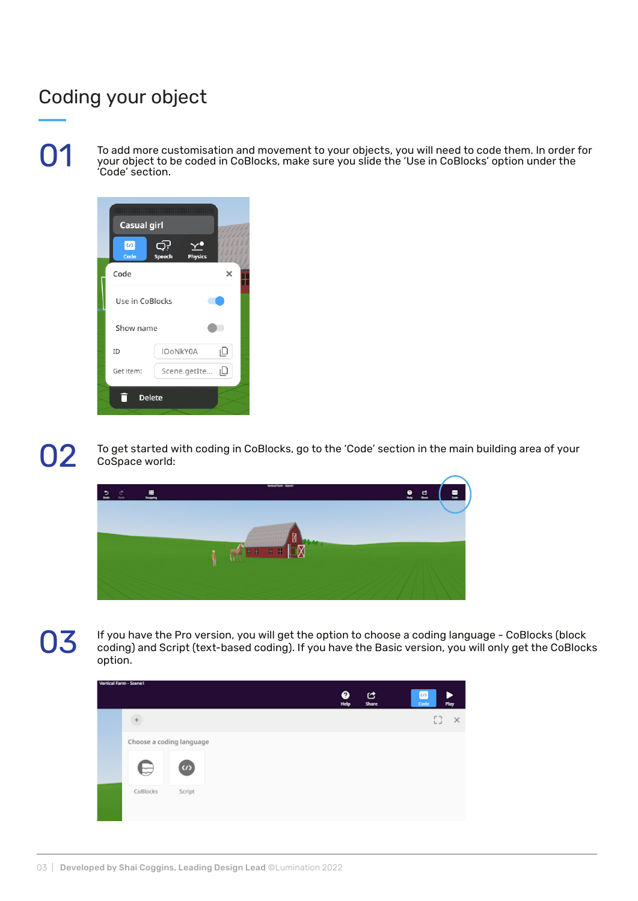# Coding your object

**01**

To add more customisation and movement to your objects, you will need to code them. In order for your object to be coded in CoBlocks, make sure you slide the 'Use in CoBlocks' option under the 'Code' section.

**02**

To get started with coding in CoBlocks, go to the 'Code' section in the main building area of your CoSpace world:

**03**

If you have the Pro version, you will get the option to choose a coding language - CoBlocks (block coding) and Script (text-based coding). If you have the Basic version, you will only get the CoBlocks option.

**Developed by Shai Coggins, Leading Design Lead** ©Lumination 2022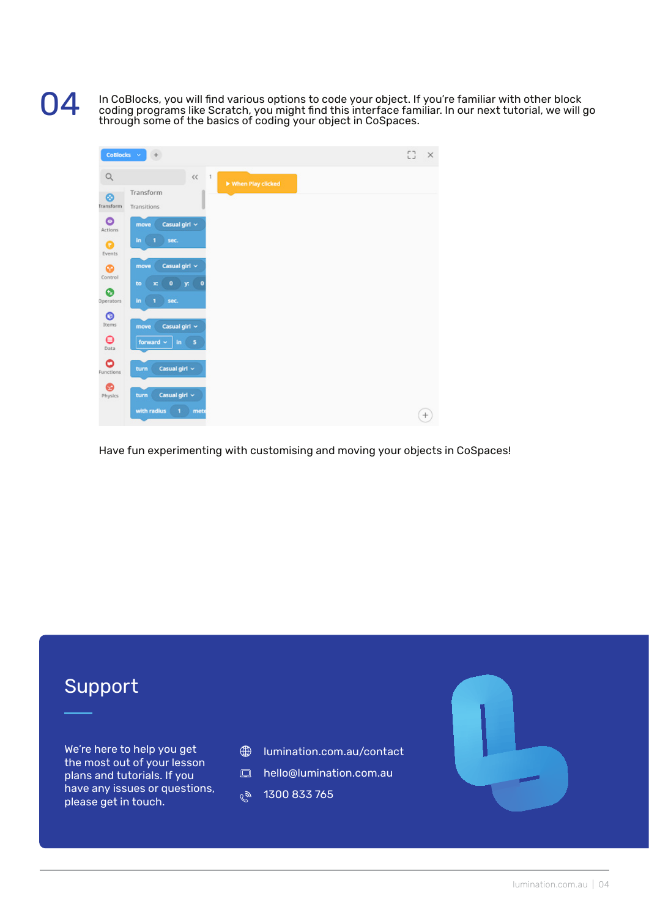04

In CoBlocks, you will find various options to code your object. If you're familiar with other block coding programs like Scratch, you might find this interface familiar. In our next tutorial, we will go through some of the basics of coding your object in CoSpaces.

Have fun experimenting with customising and moving your objects in CoSpaces!

## Support

We're here to help you get the most out of your lesson plans and tutorials. If you have any issues or questions, please get in touch.

- lumination.com.au/contact
- hello@lumination.com.au
- 1300 833 765